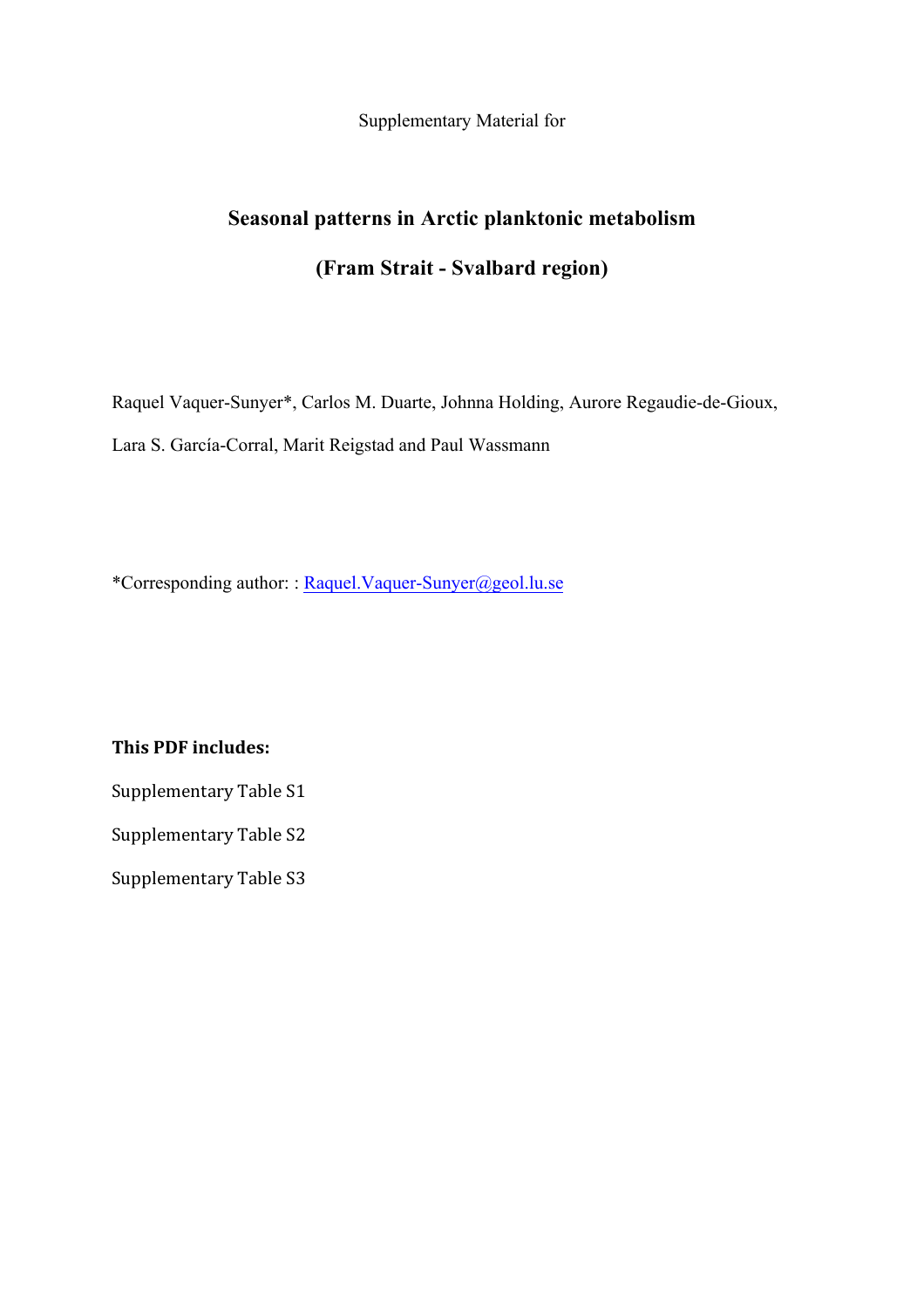Supplementary Material for

# Seasonal patterns in Arctic planktonic metabolism

# (Fram Strait - Svalbard region)

Raquel Vaquer-Sunyer*, Carlos M. Duarte, Johnna Holding, Aurore Regaudie-de-Gioux, Lara S. García-Corral, Marit Reigstad and Paul Wassmann

*Corresponding author: : Raquel.Vaquer-Sunyer@geol.lu.se

**This PDF includes:**

Supplementary Table S1

Supplementary Table S2

Supplementary Table S3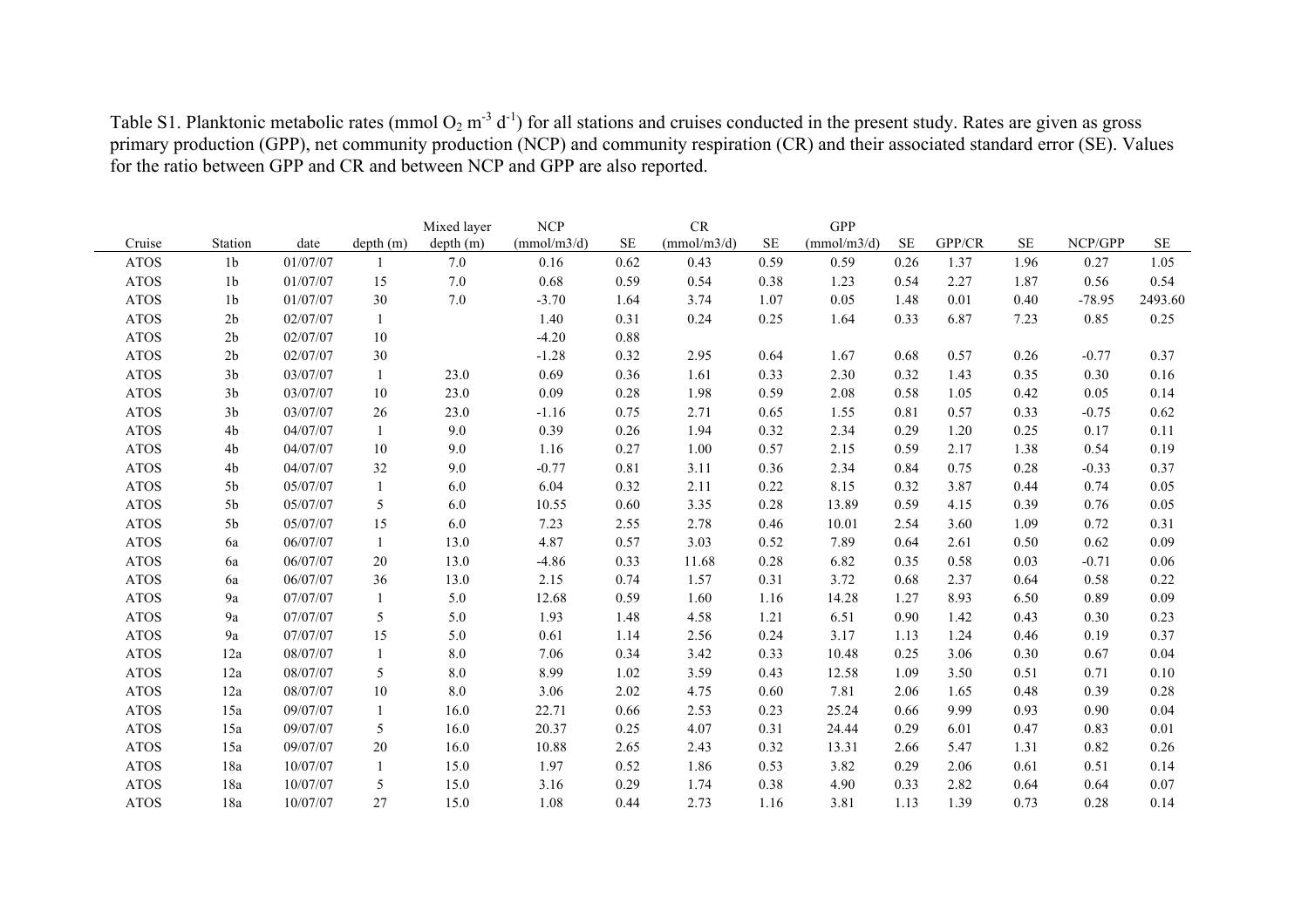Table S1. Planktonic metabolic rates (mmol $O_2$ $m^{-3}$ $d^{-1}$) for all stations and cruises conducted in the present study. Rates are given as gross primary production (GPP), net community production (NCP) and community respiration (CR) and their associated standard error (SE). Values for the ratio between GPP and CR and between NCP and GPP are also reported.

| Cruise | Station | date | depth (m) | Mixed layer depth (m) | NCP (mmol/m3/d) | SE | CR (mmol/m3/d) | SE | GPP (mmol/m3/d) | SE | GPP/CR | SE | NCP/GPP | SE |
|---|---|---|---|---|---|---|---|---|---|---|---|---|---|---|
| ATOS | 1b | 01/07/07 | 1 | 7.0 | 0.16 | 0.62 | 0.43 | 0.59 | 0.59 | 0.26 | 1.37 | 1.96 | 0.27 | 1.05 |
| ATOS | 1b | 01/07/07 | 15 | 7.0 | 0.68 | 0.59 | 0.54 | 0.38 | 1.23 | 0.54 | 2.27 | 1.87 | 0.56 | 0.54 |
| ATOS | 1b | 01/07/07 | 30 | 7.0 | -3.70 | 1.64 | 3.74 | 1.07 | 0.05 | 1.48 | 0.01 | 0.40 | -78.95 | 2493.60 |
| ATOS | 2b | 02/07/07 | 1 | | 1.40 | 0.31 | 0.24 | 0.25 | 1.64 | 0.33 | 6.87 | 7.23 | 0.85 | 0.25 |
| ATOS | 2b | 02/07/07 | 10 | | -4.20 | 0.88 | | | | | | | | |
| ATOS | 2b | 02/07/07 | 30 | | -1.28 | 0.32 | 2.95 | 0.64 | 1.67 | 0.68 | 0.57 | 0.26 | -0.77 | 0.37 |
| ATOS | 3b | 03/07/07 | 1 | 23.0 | 0.69 | 0.36 | 1.61 | 0.33 | 2.30 | 0.32 | 1.43 | 0.35 | 0.30 | 0.16 |
| ATOS | 3b | 03/07/07 | 10 | 23.0 | 0.09 | 0.28 | 1.98 | 0.59 | 2.08 | 0.58 | 1.05 | 0.42 | 0.05 | 0.14 |
| ATOS | 3b | 03/07/07 | 26 | 23.0 | -1.16 | 0.75 | 2.71 | 0.65 | 1.55 | 0.81 | 0.57 | 0.33 | -0.75 | 0.62 |
| ATOS | 4b | 04/07/07 | 1 | 9.0 | 0.39 | 0.26 | 1.94 | 0.32 | 2.34 | 0.29 | 1.20 | 0.25 | 0.17 | 0.11 |
| ATOS | 4b | 04/07/07 | 10 | 9.0 | 1.16 | 0.27 | 1.00 | 0.57 | 2.15 | 0.59 | 2.17 | 1.38 | 0.54 | 0.19 |
| ATOS | 4b | 04/07/07 | 32 | 9.0 | -0.77 | 0.81 | 3.11 | 0.36 | 2.34 | 0.84 | 0.75 | 0.28 | -0.33 | 0.37 |
| ATOS | 5b | 05/07/07 | 1 | 6.0 | 6.04 | 0.32 | 2.11 | 0.22 | 8.15 | 0.32 | 3.87 | 0.44 | 0.74 | 0.05 |
| ATOS | 5b | 05/07/07 | 5 | 6.0 | 10.55 | 0.60 | 3.35 | 0.28 | 13.89 | 0.59 | 4.15 | 0.39 | 0.76 | 0.05 |
| ATOS | 5b | 05/07/07 | 15 | 6.0 | 7.23 | 2.55 | 2.78 | 0.46 | 10.01 | 2.54 | 3.60 | 1.09 | 0.72 | 0.31 |
| ATOS | 6a | 06/07/07 | 1 | 13.0 | 4.87 | 0.57 | 3.03 | 0.52 | 7.89 | 0.64 | 2.61 | 0.50 | 0.62 | 0.09 |
| ATOS | 6a | 06/07/07 | 20 | 13.0 | -4.86 | 0.33 | 11.68 | 0.28 | 6.82 | 0.35 | 0.58 | 0.03 | -0.71 | 0.06 |
| ATOS | 6a | 06/07/07 | 36 | 13.0 | 2.15 | 0.74 | 1.57 | 0.31 | 3.72 | 0.68 | 2.37 | 0.64 | 0.58 | 0.22 |
| ATOS | 9a | 07/07/07 | 1 | 5.0 | 12.68 | 0.59 | 1.60 | 1.16 | 14.28 | 1.27 | 8.93 | 6.50 | 0.89 | 0.09 |
| ATOS | 9a | 07/07/07 | 5 | 5.0 | 1.93 | 1.48 | 4.58 | 1.21 | 6.51 | 0.90 | 1.42 | 0.43 | 0.30 | 0.23 |
| ATOS | 9a | 07/07/07 | 15 | 5.0 | 0.61 | 1.14 | 2.56 | 0.24 | 3.17 | 1.13 | 1.24 | 0.46 | 0.19 | 0.37 |
| ATOS | 12a | 08/07/07 | 1 | 8.0 | 7.06 | 0.34 | 3.42 | 0.33 | 10.48 | 0.25 | 3.06 | 0.30 | 0.67 | 0.04 |
| ATOS | 12a | 08/07/07 | 5 | 8.0 | 8.99 | 1.02 | 3.59 | 0.43 | 12.58 | 1.09 | 3.50 | 0.51 | 0.71 | 0.10 |
| ATOS | 12a | 08/07/07 | 10 | 8.0 | 3.06 | 2.02 | 4.75 | 0.60 | 7.81 | 2.06 | 1.65 | 0.48 | 0.39 | 0.28 |
| ATOS | 15a | 09/07/07 | 1 | 16.0 | 22.71 | 0.66 | 2.53 | 0.23 | 25.24 | 0.66 | 9.99 | 0.93 | 0.90 | 0.04 |
| ATOS | 15a | 09/07/07 | 5 | 16.0 | 20.37 | 0.25 | 4.07 | 0.31 | 24.44 | 0.29 | 6.01 | 0.47 | 0.83 | 0.01 |
| ATOS | 15a | 09/07/07 | 20 | 16.0 | 10.88 | 2.65 | 2.43 | 0.32 | 13.31 | 2.66 | 5.47 | 1.31 | 0.82 | 0.26 |
| ATOS | 18a | 10/07/07 | 1 | 15.0 | 1.97 | 0.52 | 1.86 | 0.53 | 3.82 | 0.29 | 2.06 | 0.61 | 0.51 | 0.14 |
| ATOS | 18a | 10/07/07 | 5 | 15.0 | 3.16 | 0.29 | 1.74 | 0.38 | 4.90 | 0.33 | 2.82 | 0.64 | 0.64 | 0.07 |
| ATOS | 18a | 10/07/07 | 27 | 15.0 | 1.08 | 0.44 | 2.73 | 1.16 | 3.81 | 1.13 | 1.39 | 0.73 | 0.28 | 0.14 |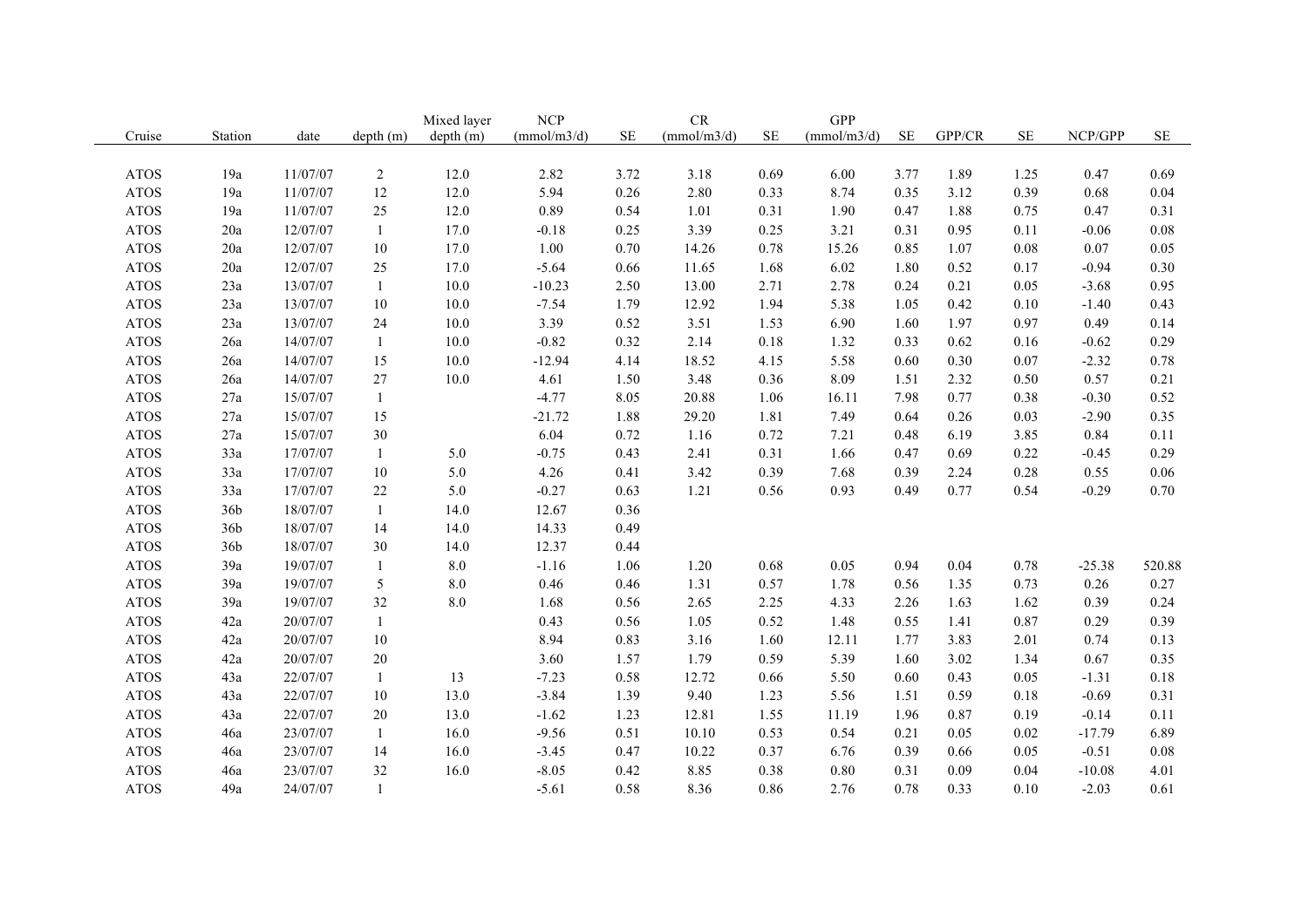| Cruise | Station | date | depth (m) | Mixed layer depth (m) | NCP (mmol/m3/d) | SE | CR (mmol/m3/d) | SE | GPP (mmol/m3/d) | SE | GPP/CR | SE | NCP/GPP | SE |
|---|---|---|---|---|---|---|---|---|---|---|---|---|---|---|
| ATOS | 19a | 11/07/07 | 2 | 12.0 | 2.82 | 3.72 | 3.18 | 0.69 | 6.00 | 3.77 | 1.89 | 1.25 | 0.47 | 0.69 |
| ATOS | 19a | 11/07/07 | 12 | 12.0 | 5.94 | 0.26 | 2.80 | 0.33 | 8.74 | 0.35 | 3.12 | 0.39 | 0.68 | 0.04 |
| ATOS | 19a | 11/07/07 | 25 | 12.0 | 0.89 | 0.54 | 1.01 | 0.31 | 1.90 | 0.47 | 1.88 | 0.75 | 0.47 | 0.31 |
| ATOS | 20a | 12/07/07 | 1 | 17.0 | -0.18 | 0.25 | 3.39 | 0.25 | 3.21 | 0.31 | 0.95 | 0.11 | -0.06 | 0.08 |
| ATOS | 20a | 12/07/07 | 10 | 17.0 | 1.00 | 0.70 | 14.26 | 0.78 | 15.26 | 0.85 | 1.07 | 0.08 | 0.07 | 0.05 |
| ATOS | 20a | 12/07/07 | 25 | 17.0 | -5.64 | 0.66 | 11.65 | 1.68 | 6.02 | 1.80 | 0.52 | 0.17 | -0.94 | 0.30 |
| ATOS | 23a | 13/07/07 | 1 | 10.0 | -10.23 | 2.50 | 13.00 | 2.71 | 2.78 | 0.24 | 0.21 | 0.05 | -3.68 | 0.95 |
| ATOS | 23a | 13/07/07 | 10 | 10.0 | -7.54 | 1.79 | 12.92 | 1.94 | 5.38 | 1.05 | 0.42 | 0.10 | -1.40 | 0.43 |
| ATOS | 23a | 13/07/07 | 24 | 10.0 | 3.39 | 0.52 | 3.51 | 1.53 | 6.90 | 1.60 | 1.97 | 0.97 | 0.49 | 0.14 |
| ATOS | 26a | 14/07/07 | 1 | 10.0 | -0.82 | 0.32 | 2.14 | 0.18 | 1.32 | 0.33 | 0.62 | 0.16 | -0.62 | 0.29 |
| ATOS | 26a | 14/07/07 | 15 | 10.0 | -12.94 | 4.14 | 18.52 | 4.15 | 5.58 | 0.60 | 0.30 | 0.07 | -2.32 | 0.78 |
| ATOS | 26a | 14/07/07 | 27 | 10.0 | 4.61 | 1.50 | 3.48 | 0.36 | 8.09 | 1.51 | 2.32 | 0.50 | 0.57 | 0.21 |
| ATOS | 27a | 15/07/07 | 1 | | -4.77 | 8.05 | 20.88 | 1.06 | 16.11 | 7.98 | 0.77 | 0.38 | -0.30 | 0.52 |
| ATOS | 27a | 15/07/07 | 15 | | -21.72 | 1.88 | 29.20 | 1.81 | 7.49 | 0.64 | 0.26 | 0.03 | -2.90 | 0.35 |
| ATOS | 27a | 15/07/07 | 30 | | 6.04 | 0.72 | 1.16 | 0.72 | 7.21 | 0.48 | 6.19 | 3.85 | 0.84 | 0.11 |
| ATOS | 33a | 17/07/07 | 1 | 5.0 | -0.75 | 0.43 | 2.41 | 0.31 | 1.66 | 0.47 | 0.69 | 0.22 | -0.45 | 0.29 |
| ATOS | 33a | 17/07/07 | 10 | 5.0 | 4.26 | 0.41 | 3.42 | 0.39 | 7.68 | 0.39 | 2.24 | 0.28 | 0.55 | 0.06 |
| ATOS | 33a | 17/07/07 | 22 | 5.0 | -0.27 | 0.63 | 1.21 | 0.56 | 0.93 | 0.49 | 0.77 | 0.54 | -0.29 | 0.70 |
| ATOS | 36b | 18/07/07 | 1 | 14.0 | 12.67 | 0.36 | | | | | | | | |
| ATOS | 36b | 18/07/07 | 14 | 14.0 | 14.33 | 0.49 | | | | | | | | |
| ATOS | 36b | 18/07/07 | 30 | 14.0 | 12.37 | 0.44 | | | | | | | | |
| ATOS | 39a | 19/07/07 | 1 | 8.0 | -1.16 | 1.06 | 1.20 | 0.68 | 0.05 | 0.94 | 0.04 | 0.78 | -25.38 | 520.88 |
| ATOS | 39a | 19/07/07 | 5 | 8.0 | 0.46 | 0.46 | 1.31 | 0.57 | 1.78 | 0.56 | 1.35 | 0.73 | 0.26 | 0.27 |
| ATOS | 39a | 19/07/07 | 32 | 8.0 | 1.68 | 0.56 | 2.65 | 2.25 | 4.33 | 2.26 | 1.63 | 1.62 | 0.39 | 0.24 |
| ATOS | 42a | 20/07/07 | 1 | | 0.43 | 0.56 | 1.05 | 0.52 | 1.48 | 0.55 | 1.41 | 0.87 | 0.29 | 0.39 |
| ATOS | 42a | 20/07/07 | 10 | | 8.94 | 0.83 | 3.16 | 1.60 | 12.11 | 1.77 | 3.83 | 2.01 | 0.74 | 0.13 |
| ATOS | 42a | 20/07/07 | 20 | | 3.60 | 1.57 | 1.79 | 0.59 | 5.39 | 1.60 | 3.02 | 1.34 | 0.67 | 0.35 |
| ATOS | 43a | 22/07/07 | 1 | 13 | -7.23 | 0.58 | 12.72 | 0.66 | 5.50 | 0.60 | 0.43 | 0.05 | -1.31 | 0.18 |
| ATOS | 43a | 22/07/07 | 10 | 13.0 | -3.84 | 1.39 | 9.40 | 1.23 | 5.56 | 1.51 | 0.59 | 0.18 | -0.69 | 0.31 |
| ATOS | 43a | 22/07/07 | 20 | 13.0 | -1.62 | 1.23 | 12.81 | 1.55 | 11.19 | 1.96 | 0.87 | 0.19 | -0.14 | 0.11 |
| ATOS | 46a | 23/07/07 | 1 | 16.0 | -9.56 | 0.51 | 10.10 | 0.53 | 0.54 | 0.21 | 0.05 | 0.02 | -17.79 | 6.89 |
| ATOS | 46a | 23/07/07 | 14 | 16.0 | -3.45 | 0.47 | 10.22 | 0.37 | 6.76 | 0.39 | 0.66 | 0.05 | -0.51 | 0.08 |
| ATOS | 46a | 23/07/07 | 32 | 16.0 | -8.05 | 0.42 | 8.85 | 0.38 | 0.80 | 0.31 | 0.09 | 0.04 | -10.08 | 4.01 |
| ATOS | 49a | 24/07/07 | 1 | | -5.61 | 0.58 | 8.36 | 0.86 | 2.76 | 0.78 | 0.33 | 0.10 | -2.03 | 0.61 |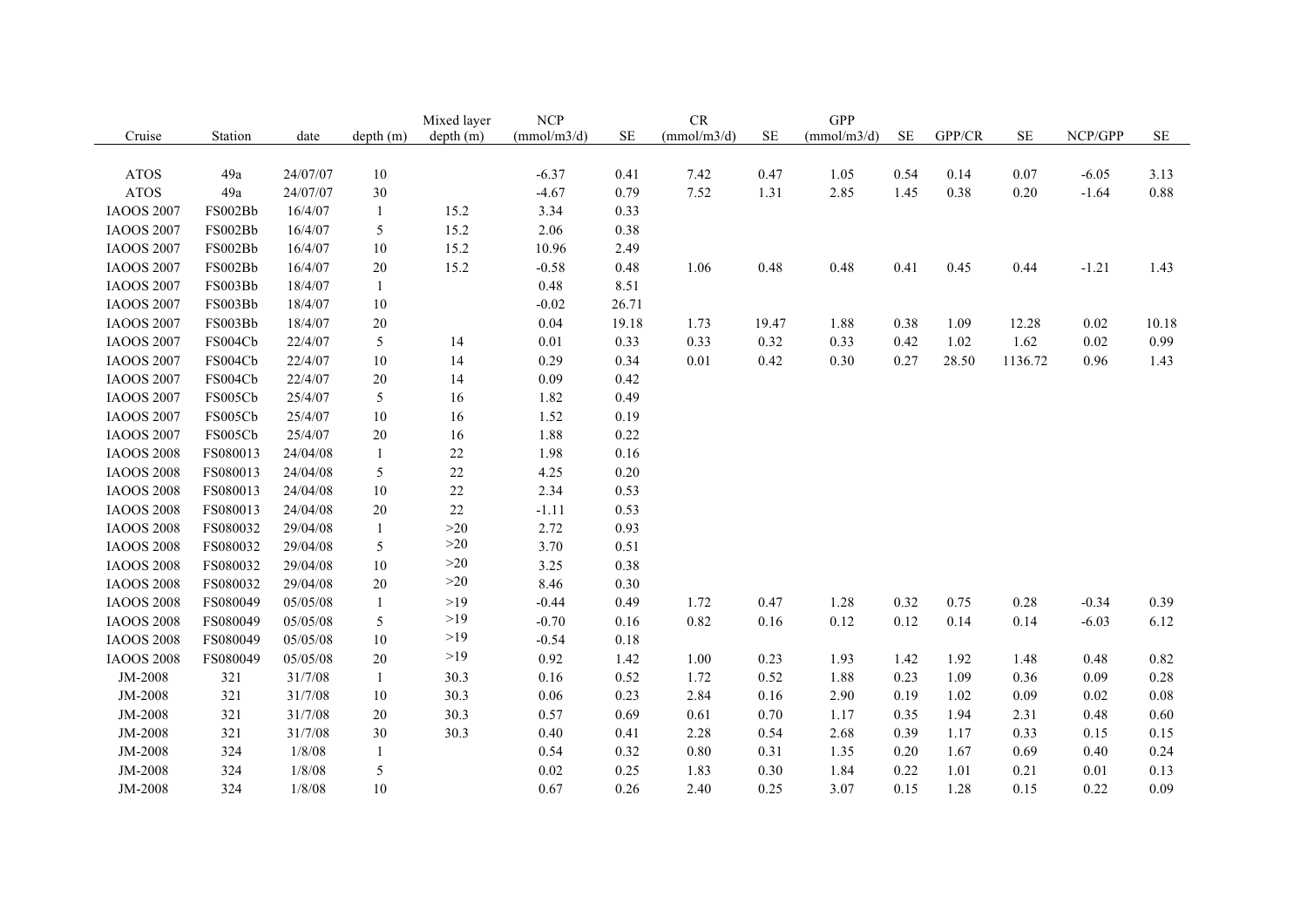| Cruise | Station | date | depth (m) | Mixed layer depth (m) | NCP (mmol/m3/d) | SE | CR (mmol/m3/d) | SE | GPP (mmol/m3/d) | SE | GPP/CR | SE | NCP/GPP | SE |
|---|---|---|---|---|---|---|---|---|---|---|---|---|---|---|
| ATOS | 49a | 24/07/07 | 10 | | -6.37 | 0.41 | 7.42 | 0.47 | 1.05 | 0.54 | 0.14 | 0.07 | -6.05 | 3.13 |
| ATOS | 49a | 24/07/07 | 30 | | -4.67 | 0.79 | 7.52 | 1.31 | 2.85 | 1.45 | 0.38 | 0.20 | -1.64 | 0.88 |
| IAOOS 2007 | FS002Bb | 16/4/07 | 1 | 15.2 | 3.34 | 0.33 | | | | | | | | |
| IAOOS 2007 | FS002Bb | 16/4/07 | 5 | 15.2 | 2.06 | 0.38 | | | | | | | | |
| IAOOS 2007 | FS002Bb | 16/4/07 | 10 | 15.2 | 10.96 | 2.49 | | | | | | | | |
| IAOOS 2007 | FS002Bb | 16/4/07 | 20 | 15.2 | -0.58 | 0.48 | 1.06 | 0.48 | 0.48 | 0.41 | 0.45 | 0.44 | -1.21 | 1.43 |
| IAOOS 2007 | FS003Bb | 18/4/07 | 1 | | 0.48 | 8.51 | | | | | | | | |
| IAOOS 2007 | FS003Bb | 18/4/07 | 10 | | -0.02 | 26.71 | | | | | | | | |
| IAOOS 2007 | FS003Bb | 18/4/07 | 20 | | 0.04 | 19.18 | 1.73 | 19.47 | 1.88 | 0.38 | 1.09 | 12.28 | 0.02 | 10.18 |
| IAOOS 2007 | FS004Cb | 22/4/07 | 5 | 14 | 0.01 | 0.33 | 0.33 | 0.32 | 0.33 | 0.42 | 1.02 | 1.62 | 0.02 | 0.99 |
| IAOOS 2007 | FS004Cb | 22/4/07 | 10 | 14 | 0.29 | 0.34 | 0.01 | 0.42 | 0.30 | 0.27 | 28.50 | 1136.72 | 0.96 | 1.43 |
| IAOOS 2007 | FS004Cb | 22/4/07 | 20 | 14 | 0.09 | 0.42 | | | | | | | | |
| IAOOS 2007 | FS005Cb | 25/4/07 | 5 | 16 | 1.82 | 0.49 | | | | | | | | |
| IAOOS 2007 | FS005Cb | 25/4/07 | 10 | 16 | 1.52 | 0.19 | | | | | | | | |
| IAOOS 2007 | FS005Cb | 25/4/07 | 20 | 16 | 1.88 | 0.22 | | | | | | | | |
| IAOOS 2008 | FS080013 | 24/04/08 | 1 | 22 | 1.98 | 0.16 | | | | | | | | |
| IAOOS 2008 | FS080013 | 24/04/08 | 5 | 22 | 4.25 | 0.20 | | | | | | | | |
| IAOOS 2008 | FS080013 | 24/04/08 | 10 | 22 | 2.34 | 0.53 | | | | | | | | |
| IAOOS 2008 | FS080013 | 24/04/08 | 20 | 22 | -1.11 | 0.53 | | | | | | | | |
| IAOOS 2008 | FS080032 | 29/04/08 | 1 | >20 | 2.72 | 0.93 | | | | | | | | |
| IAOOS 2008 | FS080032 | 29/04/08 | 5 | >20 | 3.70 | 0.51 | | | | | | | | |
| IAOOS 2008 | FS080032 | 29/04/08 | 10 | >20 | 3.25 | 0.38 | | | | | | | | |
| IAOOS 2008 | FS080032 | 29/04/08 | 20 | >20 | 8.46 | 0.30 | | | | | | | | |
| IAOOS 2008 | FS080049 | 05/05/08 | 1 | >19 | -0.44 | 0.49 | 1.72 | 0.47 | 1.28 | 0.32 | 0.75 | 0.28 | -0.34 | 0.39 |
| IAOOS 2008 | FS080049 | 05/05/08 | 5 | >19 | -0.70 | 0.16 | 0.82 | 0.16 | 0.12 | 0.12 | 0.14 | 0.14 | -6.03 | 6.12 |
| IAOOS 2008 | FS080049 | 05/05/08 | 10 | >19 | -0.54 | 0.18 | | | | | | | | |
| IAOOS 2008 | FS080049 | 05/05/08 | 20 | >19 | 0.92 | 1.42 | 1.00 | 0.23 | 1.93 | 1.42 | 1.92 | 1.48 | 0.48 | 0.82 |
| JM-2008 | 321 | 31/7/08 | 1 | 30.3 | 0.16 | 0.52 | 1.72 | 0.52 | 1.88 | 0.23 | 1.09 | 0.36 | 0.09 | 0.28 |
| JM-2008 | 321 | 31/7/08 | 10 | 30.3 | 0.06 | 0.23 | 2.84 | 0.16 | 2.90 | 0.19 | 1.02 | 0.09 | 0.02 | 0.08 |
| JM-2008 | 321 | 31/7/08 | 20 | 30.3 | 0.57 | 0.69 | 0.61 | 0.70 | 1.17 | 0.35 | 1.94 | 2.31 | 0.48 | 0.60 |
| JM-2008 | 321 | 31/7/08 | 30 | 30.3 | 0.40 | 0.41 | 2.28 | 0.54 | 2.68 | 0.39 | 1.17 | 0.33 | 0.15 | 0.15 |
| JM-2008 | 324 | 1/8/08 | 1 | | 0.54 | 0.32 | 0.80 | 0.31 | 1.35 | 0.20 | 1.67 | 0.69 | 0.40 | 0.24 |
| JM-2008 | 324 | 1/8/08 | 5 | | 0.02 | 0.25 | 1.83 | 0.30 | 1.84 | 0.22 | 1.01 | 0.21 | 0.01 | 0.13 |
| JM-2008 | 324 | 1/8/08 | 10 | | 0.67 | 0.26 | 2.40 | 0.25 | 3.07 | 0.15 | 1.28 | 0.15 | 0.22 | 0.09 |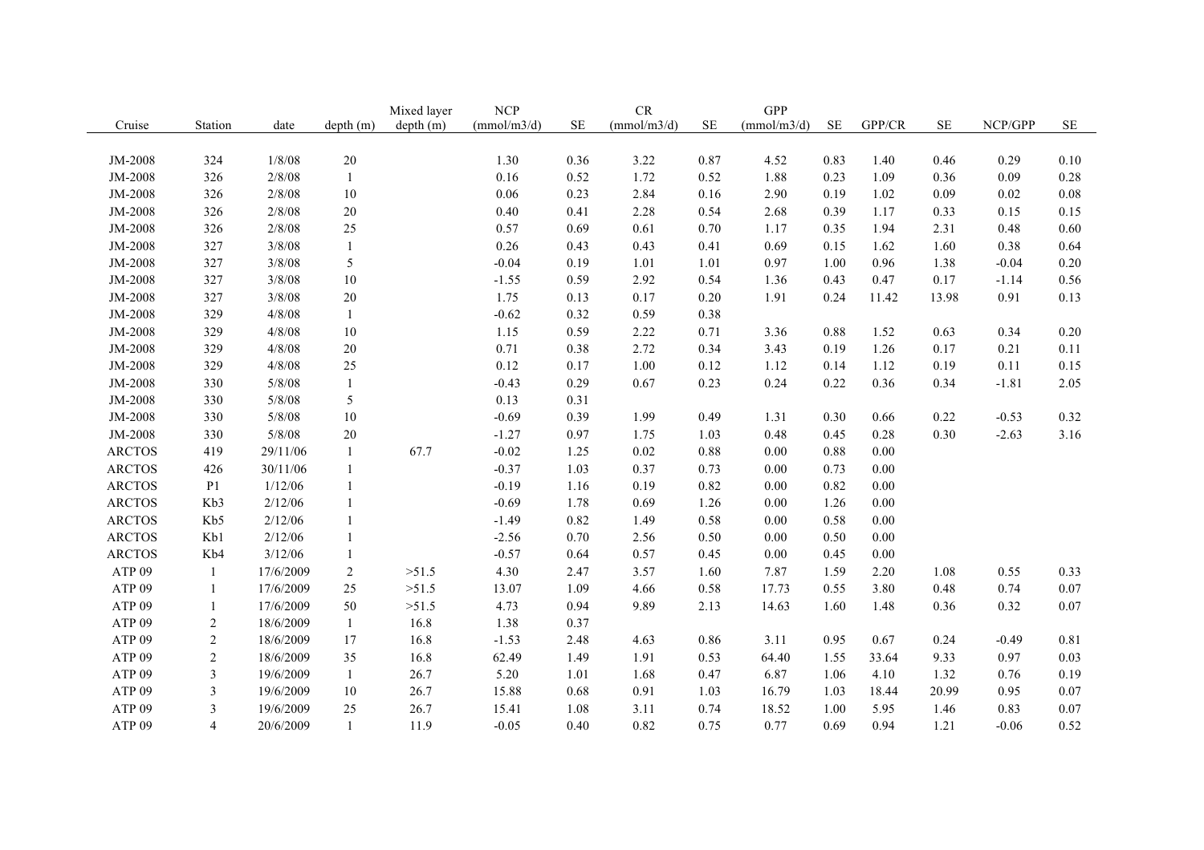| Cruise | Station | date | depth (m) | Mixed layer depth (m) | NCP (mmol/m3/d) | SE | CR (mmol/m3/d) | SE | GPP (mmol/m3/d) | SE | GPP/CR | SE | NCP/GPP | SE |
|---|---|---|---|---|---|---|---|---|---|---|---|---|---|---|
| JM-2008 | 324 | 1/8/08 | 20 | | 1.30 | 0.36 | 3.22 | 0.87 | 4.52 | 0.83 | 1.40 | 0.46 | 0.29 | 0.10 |
| JM-2008 | 326 | 2/8/08 | 1 | | 0.16 | 0.52 | 1.72 | 0.52 | 1.88 | 0.23 | 1.09 | 0.36 | 0.09 | 0.28 |
| JM-2008 | 326 | 2/8/08 | 10 | | 0.06 | 0.23 | 2.84 | 0.16 | 2.90 | 0.19 | 1.02 | 0.09 | 0.02 | 0.08 |
| JM-2008 | 326 | 2/8/08 | 20 | | 0.40 | 0.41 | 2.28 | 0.54 | 2.68 | 0.39 | 1.17 | 0.33 | 0.15 | 0.15 |
| JM-2008 | 326 | 2/8/08 | 25 | | 0.57 | 0.69 | 0.61 | 0.70 | 1.17 | 0.35 | 1.94 | 2.31 | 0.48 | 0.60 |
| JM-2008 | 327 | 3/8/08 | 1 | | 0.26 | 0.43 | 0.43 | 0.41 | 0.69 | 0.15 | 1.62 | 1.60 | 0.38 | 0.64 |
| JM-2008 | 327 | 3/8/08 | 5 | | -0.04 | 0.19 | 1.01 | 1.01 | 0.97 | 1.00 | 0.96 | 1.38 | -0.04 | 0.20 |
| JM-2008 | 327 | 3/8/08 | 10 | | -1.55 | 0.59 | 2.92 | 0.54 | 1.36 | 0.43 | 0.47 | 0.17 | -1.14 | 0.56 |
| JM-2008 | 327 | 3/8/08 | 20 | | 1.75 | 0.13 | 0.17 | 0.20 | 1.91 | 0.24 | 11.42 | 13.98 | 0.91 | 0.13 |
| JM-2008 | 329 | 4/8/08 | 1 | | -0.62 | 0.32 | 0.59 | 0.38 | | | | | | |
| JM-2008 | 329 | 4/8/08 | 10 | | 1.15 | 0.59 | 2.22 | 0.71 | 3.36 | 0.88 | 1.52 | 0.63 | 0.34 | 0.20 |
| JM-2008 | 329 | 4/8/08 | 20 | | 0.71 | 0.38 | 2.72 | 0.34 | 3.43 | 0.19 | 1.26 | 0.17 | 0.21 | 0.11 |
| JM-2008 | 329 | 4/8/08 | 25 | | 0.12 | 0.17 | 1.00 | 0.12 | 1.12 | 0.14 | 1.12 | 0.19 | 0.11 | 0.15 |
| JM-2008 | 330 | 5/8/08 | 1 | | -0.43 | 0.29 | 0.67 | 0.23 | 0.24 | 0.22 | 0.36 | 0.34 | -1.81 | 2.05 |
| JM-2008 | 330 | 5/8/08 | 5 | | 0.13 | 0.31 | | | | | | | | |
| JM-2008 | 330 | 5/8/08 | 10 | | -0.69 | 0.39 | 1.99 | 0.49 | 1.31 | 0.30 | 0.66 | 0.22 | -0.53 | 0.32 |
| JM-2008 | 330 | 5/8/08 | 20 | | -1.27 | 0.97 | 1.75 | 1.03 | 0.48 | 0.45 | 0.28 | 0.30 | -2.63 | 3.16 |
| ARCTOS | 419 | 29/11/06 | 1 | 67.7 | -0.02 | 1.25 | 0.02 | 0.88 | 0.00 | 0.88 | 0.00 | | | |
| ARCTOS | 426 | 30/11/06 | 1 | | -0.37 | 1.03 | 0.37 | 0.73 | 0.00 | 0.73 | 0.00 | | | |
| ARCTOS | P1 | 1/12/06 | 1 | | -0.19 | 1.16 | 0.19 | 0.82 | 0.00 | 0.82 | 0.00 | | | |
| ARCTOS | Kb3 | 2/12/06 | 1 | | -0.69 | 1.78 | 0.69 | 1.26 | 0.00 | 1.26 | 0.00 | | | |
| ARCTOS | Kb5 | 2/12/06 | 1 | | -1.49 | 0.82 | 1.49 | 0.58 | 0.00 | 0.58 | 0.00 | | | |
| ARCTOS | Kb1 | 2/12/06 | 1 | | -2.56 | 0.70 | 2.56 | 0.50 | 0.00 | 0.50 | 0.00 | | | |
| ARCTOS | Kb4 | 3/12/06 | 1 | | -0.57 | 0.64 | 0.57 | 0.45 | 0.00 | 0.45 | 0.00 | | | |
| ATP 09 | 1 | 17/6/2009 | 2 | >51.5 | 4.30 | 2.47 | 3.57 | 1.60 | 7.87 | 1.59 | 2.20 | 1.08 | 0.55 | 0.33 |
| ATP 09 | 1 | 17/6/2009 | 25 | >51.5 | 13.07 | 1.09 | 4.66 | 0.58 | 17.73 | 0.55 | 3.80 | 0.48 | 0.74 | 0.07 |
| ATP 09 | 1 | 17/6/2009 | 50 | >51.5 | 4.73 | 0.94 | 9.89 | 2.13 | 14.63 | 1.60 | 1.48 | 0.36 | 0.32 | 0.07 |
| ATP 09 | 2 | 18/6/2009 | 1 | 16.8 | 1.38 | 0.37 | | | | | | | | |
| ATP 09 | 2 | 18/6/2009 | 17 | 16.8 | -1.53 | 2.48 | 4.63 | 0.86 | 3.11 | 0.95 | 0.67 | 0.24 | -0.49 | 0.81 |
| ATP 09 | 2 | 18/6/2009 | 35 | 16.8 | 62.49 | 1.49 | 1.91 | 0.53 | 64.40 | 1.55 | 33.64 | 9.33 | 0.97 | 0.03 |
| ATP 09 | 3 | 19/6/2009 | 1 | 26.7 | 5.20 | 1.01 | 1.68 | 0.47 | 6.87 | 1.06 | 4.10 | 1.32 | 0.76 | 0.19 |
| ATP 09 | 3 | 19/6/2009 | 10 | 26.7 | 15.88 | 0.68 | 0.91 | 1.03 | 16.79 | 1.03 | 18.44 | 20.99 | 0.95 | 0.07 |
| ATP 09 | 3 | 19/6/2009 | 25 | 26.7 | 15.41 | 1.08 | 3.11 | 0.74 | 18.52 | 1.00 | 5.95 | 1.46 | 0.83 | 0.07 |
| ATP 09 | 4 | 20/6/2009 | 1 | 11.9 | -0.05 | 0.40 | 0.82 | 0.75 | 0.77 | 0.69 | 0.94 | 1.21 | -0.06 | 0.52 |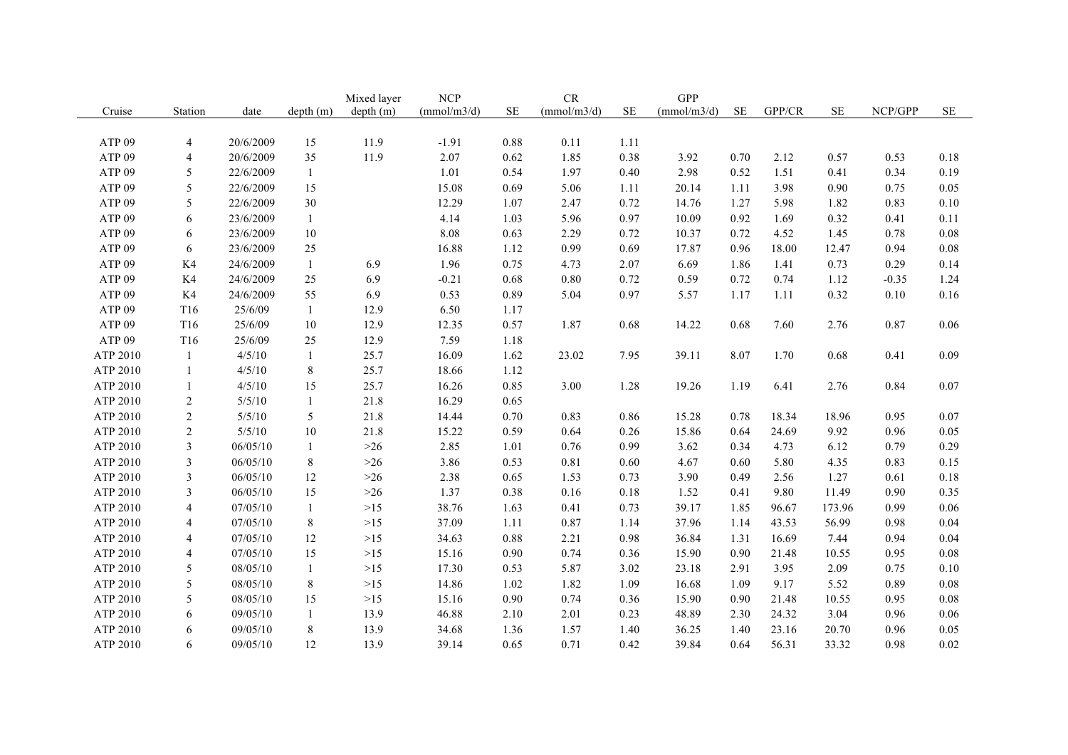| Cruise | Station | date | depth (m) | Mixed layer depth (m) | NCP (mmol/m3/d) | SE | CR (mmol/m3/d) | SE | GPP (mmol/m3/d) | SE | GPP/CR | SE | NCP/GPP | SE |
|---|---|---|---|---|---|---|---|---|---|---|---|---|---|---|
| ATP 09 | 4 | 20/6/2009 | 15 | 11.9 | -1.91 | 0.88 | 0.11 | 1.11 | | | | | | |
| ATP 09 | 4 | 20/6/2009 | 35 | 11.9 | 2.07 | 0.62 | 1.85 | 0.38 | 3.92 | 0.70 | 2.12 | 0.57 | 0.53 | 0.18 |
| ATP 09 | 5 | 22/6/2009 | 1 | | 1.01 | 0.54 | 1.97 | 0.40 | 2.98 | 0.52 | 1.51 | 0.41 | 0.34 | 0.19 |
| ATP 09 | 5 | 22/6/2009 | 15 | | 15.08 | 0.69 | 5.06 | 1.11 | 20.14 | 1.11 | 3.98 | 0.90 | 0.75 | 0.05 |
| ATP 09 | 5 | 22/6/2009 | 30 | | 12.29 | 1.07 | 2.47 | 0.72 | 14.76 | 1.27 | 5.98 | 1.82 | 0.83 | 0.10 |
| ATP 09 | 6 | 23/6/2009 | 1 | | 4.14 | 1.03 | 5.96 | 0.97 | 10.09 | 0.92 | 1.69 | 0.32 | 0.41 | 0.11 |
| ATP 09 | 6 | 23/6/2009 | 10 | | 8.08 | 0.63 | 2.29 | 0.72 | 10.37 | 0.72 | 4.52 | 1.45 | 0.78 | 0.08 |
| ATP 09 | 6 | 23/6/2009 | 25 | | 16.88 | 1.12 | 0.99 | 0.69 | 17.87 | 0.96 | 18.00 | 12.47 | 0.94 | 0.08 |
| ATP 09 | K4 | 24/6/2009 | 1 | 6.9 | 1.96 | 0.75 | 4.73 | 2.07 | 6.69 | 1.86 | 1.41 | 0.73 | 0.29 | 0.14 |
| ATP 09 | K4 | 24/6/2009 | 25 | 6.9 | -0.21 | 0.68 | 0.80 | 0.72 | 0.59 | 0.72 | 0.74 | 1.12 | -0.35 | 1.24 |
| ATP 09 | K4 | 24/6/2009 | 55 | 6.9 | 0.53 | 0.89 | 5.04 | 0.97 | 5.57 | 1.17 | 1.11 | 0.32 | 0.10 | 0.16 |
| ATP 09 | T16 | 25/6/09 | 1 | 12.9 | 6.50 | 1.17 | | | | | | | | |
| ATP 09 | T16 | 25/6/09 | 10 | 12.9 | 12.35 | 0.57 | 1.87 | 0.68 | 14.22 | 0.68 | 7.60 | 2.76 | 0.87 | 0.06 |
| ATP 09 | T16 | 25/6/09 | 25 | 12.9 | 7.59 | 1.18 | | | | | | | | |
| ATP 2010 | 1 | 4/5/10 | 1 | 25.7 | 16.09 | 1.62 | 23.02 | 7.95 | 39.11 | 8.07 | 1.70 | 0.68 | 0.41 | 0.09 |
| ATP 2010 | 1 | 4/5/10 | 8 | 25.7 | 18.66 | 1.12 | | | | | | | | |
| ATP 2010 | 1 | 4/5/10 | 15 | 25.7 | 16.26 | 0.85 | 3.00 | 1.28 | 19.26 | 1.19 | 6.41 | 2.76 | 0.84 | 0.07 |
| ATP 2010 | 2 | 5/5/10 | 1 | 21.8 | 16.29 | 0.65 | | | | | | | | |
| ATP 2010 | 2 | 5/5/10 | 5 | 21.8 | 14.44 | 0.70 | 0.83 | 0.86 | 15.28 | 0.78 | 18.34 | 18.96 | 0.95 | 0.07 |
| ATP 2010 | 2 | 5/5/10 | 10 | 21.8 | 15.22 | 0.59 | 0.64 | 0.26 | 15.86 | 0.64 | 24.69 | 9.92 | 0.96 | 0.05 |
| ATP 2010 | 3 | 06/05/10 | 1 | >26 | 2.85 | 1.01 | 0.76 | 0.99 | 3.62 | 0.34 | 4.73 | 6.12 | 0.79 | 0.29 |
| ATP 2010 | 3 | 06/05/10 | 8 | >26 | 3.86 | 0.53 | 0.81 | 0.60 | 4.67 | 0.60 | 5.80 | 4.35 | 0.83 | 0.15 |
| ATP 2010 | 3 | 06/05/10 | 12 | >26 | 2.38 | 0.65 | 1.53 | 0.73 | 3.90 | 0.49 | 2.56 | 1.27 | 0.61 | 0.18 |
| ATP 2010 | 3 | 06/05/10 | 15 | >26 | 1.37 | 0.38 | 0.16 | 0.18 | 1.52 | 0.41 | 9.80 | 11.49 | 0.90 | 0.35 |
| ATP 2010 | 4 | 07/05/10 | 1 | >15 | 38.76 | 1.63 | 0.41 | 0.73 | 39.17 | 1.85 | 96.67 | 173.96 | 0.99 | 0.06 |
| ATP 2010 | 4 | 07/05/10 | 8 | >15 | 37.09 | 1.11 | 0.87 | 1.14 | 37.96 | 1.14 | 43.53 | 56.99 | 0.98 | 0.04 |
| ATP 2010 | 4 | 07/05/10 | 12 | >15 | 34.63 | 0.88 | 2.21 | 0.98 | 36.84 | 1.31 | 16.69 | 7.44 | 0.94 | 0.04 |
| ATP 2010 | 4 | 07/05/10 | 15 | >15 | 15.16 | 0.90 | 0.74 | 0.36 | 15.90 | 0.90 | 21.48 | 10.55 | 0.95 | 0.08 |
| ATP 2010 | 5 | 08/05/10 | 1 | >15 | 17.30 | 0.53 | 5.87 | 3.02 | 23.18 | 2.91 | 3.95 | 2.09 | 0.75 | 0.10 |
| ATP 2010 | 5 | 08/05/10 | 8 | >15 | 14.86 | 1.02 | 1.82 | 1.09 | 16.68 | 1.09 | 9.17 | 5.52 | 0.89 | 0.08 |
| ATP 2010 | 5 | 08/05/10 | 15 | >15 | 15.16 | 0.90 | 0.74 | 0.36 | 15.90 | 0.90 | 21.48 | 10.55 | 0.95 | 0.08 |
| ATP 2010 | 6 | 09/05/10 | 1 | 13.9 | 46.88 | 2.10 | 2.01 | 0.23 | 48.89 | 2.30 | 24.32 | 3.04 | 0.96 | 0.06 |
| ATP 2010 | 6 | 09/05/10 | 8 | 13.9 | 34.68 | 1.36 | 1.57 | 1.40 | 36.25 | 1.40 | 23.16 | 20.70 | 0.96 | 0.05 |
| ATP 2010 | 6 | 09/05/10 | 12 | 13.9 | 39.14 | 0.65 | 0.71 | 0.42 | 39.84 | 0.64 | 56.31 | 33.32 | 0.98 | 0.02 |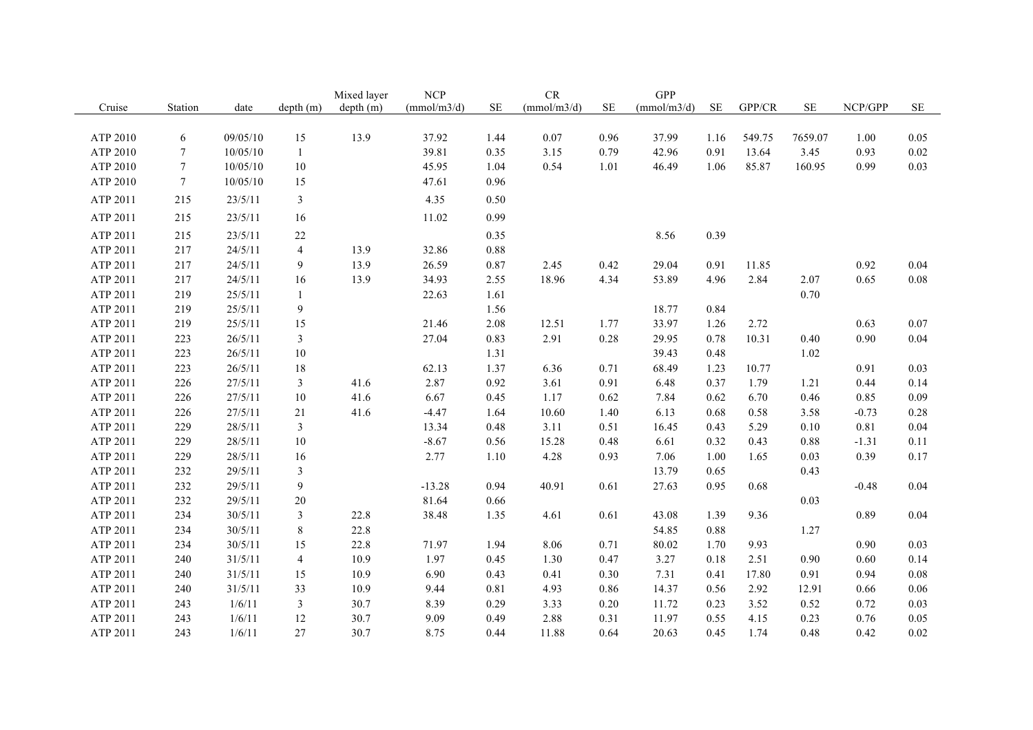| Cruise | Station | date | depth (m) | Mixed layer depth (m) | NCP (mmol/m3/d) | SE | CR (mmol/m3/d) | SE | GPP (mmol/m3/d) | SE | GPP/CR | SE | NCP/GPP | SE |
|---|---|---|---|---|---|---|---|---|---|---|---|---|---|---|
| ATP 2010 | 6 | 09/05/10 | 15 | 13.9 | 37.92 | 1.44 | 0.07 | 0.96 | 37.99 | 1.16 | 549.75 | 7659.07 | 1.00 | 0.05 |
| ATP 2010 | 7 | 10/05/10 | 1 | | 39.81 | 0.35 | 3.15 | 0.79 | 42.96 | 0.91 | 13.64 | 3.45 | 0.93 | 0.02 |
| ATP 2010 | 7 | 10/05/10 | 10 | | 45.95 | 1.04 | 0.54 | 1.01 | 46.49 | 1.06 | 85.87 | 160.95 | 0.99 | 0.03 |
| ATP 2010 | 7 | 10/05/10 | 15 | | 47.61 | 0.96 | | | | | | | | |
| ATP 2011 | 215 | 23/5/11 | 3 | | 4.35 | 0.50 | | | | | | | | |
| ATP 2011 | 215 | 23/5/11 | 16 | | 11.02 | 0.99 | | | | | | | | |
| ATP 2011 | 215 | 23/5/11 | 22 | | | 0.35 | | | 8.56 | 0.39 | | | | |
| ATP 2011 | 217 | 24/5/11 | 4 | 13.9 | 32.86 | 0.88 | | | | | | | | |
| ATP 2011 | 217 | 24/5/11 | 9 | 13.9 | 26.59 | 0.87 | 2.45 | 0.42 | 29.04 | 0.91 | 11.85 | | 0.92 | 0.04 |
| ATP 2011 | 217 | 24/5/11 | 16 | 13.9 | 34.93 | 2.55 | 18.96 | 4.34 | 53.89 | 4.96 | 2.84 | 2.07 | 0.65 | 0.08 |
| ATP 2011 | 219 | 25/5/11 | 1 | | 22.63 | 1.61 | | | | | | 0.70 | | |
| ATP 2011 | 219 | 25/5/11 | 9 | | | 1.56 | | | 18.77 | 0.84 | | | | |
| ATP 2011 | 219 | 25/5/11 | 15 | | 21.46 | 2.08 | 12.51 | 1.77 | 33.97 | 1.26 | 2.72 | | 0.63 | 0.07 |
| ATP 2011 | 223 | 26/5/11 | 3 | | 27.04 | 0.83 | 2.91 | 0.28 | 29.95 | 0.78 | 10.31 | 0.40 | 0.90 | 0.04 |
| ATP 2011 | 223 | 26/5/11 | 10 | | | 1.31 | | | 39.43 | 0.48 | | 1.02 | | |
| ATP 2011 | 223 | 26/5/11 | 18 | | 62.13 | 1.37 | 6.36 | 0.71 | 68.49 | 1.23 | 10.77 | | 0.91 | 0.03 |
| ATP 2011 | 226 | 27/5/11 | 3 | 41.6 | 2.87 | 0.92 | 3.61 | 0.91 | 6.48 | 0.37 | 1.79 | 1.21 | 0.44 | 0.14 |
| ATP 2011 | 226 | 27/5/11 | 10 | 41.6 | 6.67 | 0.45 | 1.17 | 0.62 | 7.84 | 0.62 | 6.70 | 0.46 | 0.85 | 0.09 |
| ATP 2011 | 226 | 27/5/11 | 21 | 41.6 | -4.47 | 1.64 | 10.60 | 1.40 | 6.13 | 0.68 | 0.58 | 3.58 | -0.73 | 0.28 |
| ATP 2011 | 229 | 28/5/11 | 3 | | 13.34 | 0.48 | 3.11 | 0.51 | 16.45 | 0.43 | 5.29 | 0.10 | 0.81 | 0.04 |
| ATP 2011 | 229 | 28/5/11 | 10 | | -8.67 | 0.56 | 15.28 | 0.48 | 6.61 | 0.32 | 0.43 | 0.88 | -1.31 | 0.11 |
| ATP 2011 | 229 | 28/5/11 | 16 | | 2.77 | 1.10 | 4.28 | 0.93 | 7.06 | 1.00 | 1.65 | 0.03 | 0.39 | 0.17 |
| ATP 2011 | 232 | 29/5/11 | 3 | | | | | | 13.79 | 0.65 | | 0.43 | | |
| ATP 2011 | 232 | 29/5/11 | 9 | | -13.28 | 0.94 | 40.91 | 0.61 | 27.63 | 0.95 | 0.68 | | -0.48 | 0.04 |
| ATP 2011 | 232 | 29/5/11 | 20 | | 81.64 | 0.66 | | | | | | 0.03 | | |
| ATP 2011 | 234 | 30/5/11 | 3 | 22.8 | 38.48 | 1.35 | 4.61 | 0.61 | 43.08 | 1.39 | 9.36 | | 0.89 | 0.04 |
| ATP 2011 | 234 | 30/5/11 | 8 | 22.8 | | | | | 54.85 | 0.88 | | 1.27 | | |
| ATP 2011 | 234 | 30/5/11 | 15 | 22.8 | 71.97 | 1.94 | 8.06 | 0.71 | 80.02 | 1.70 | 9.93 | | 0.90 | 0.03 |
| ATP 2011 | 240 | 31/5/11 | 4 | 10.9 | 1.97 | 0.45 | 1.30 | 0.47 | 3.27 | 0.18 | 2.51 | 0.90 | 0.60 | 0.14 |
| ATP 2011 | 240 | 31/5/11 | 15 | 10.9 | 6.90 | 0.43 | 0.41 | 0.30 | 7.31 | 0.41 | 17.80 | 0.91 | 0.94 | 0.08 |
| ATP 2011 | 240 | 31/5/11 | 33 | 10.9 | 9.44 | 0.81 | 4.93 | 0.86 | 14.37 | 0.56 | 2.92 | 12.91 | 0.66 | 0.06 |
| ATP 2011 | 243 | 1/6/11 | 3 | 30.7 | 8.39 | 0.29 | 3.33 | 0.20 | 11.72 | 0.23 | 3.52 | 0.52 | 0.72 | 0.03 |
| ATP 2011 | 243 | 1/6/11 | 12 | 30.7 | 9.09 | 0.49 | 2.88 | 0.31 | 11.97 | 0.55 | 4.15 | 0.23 | 0.76 | 0.05 |
| ATP 2011 | 243 | 1/6/11 | 27 | 30.7 | 8.75 | 0.44 | 11.88 | 0.64 | 20.63 | 0.45 | 1.74 | 0.48 | 0.42 | 0.02 |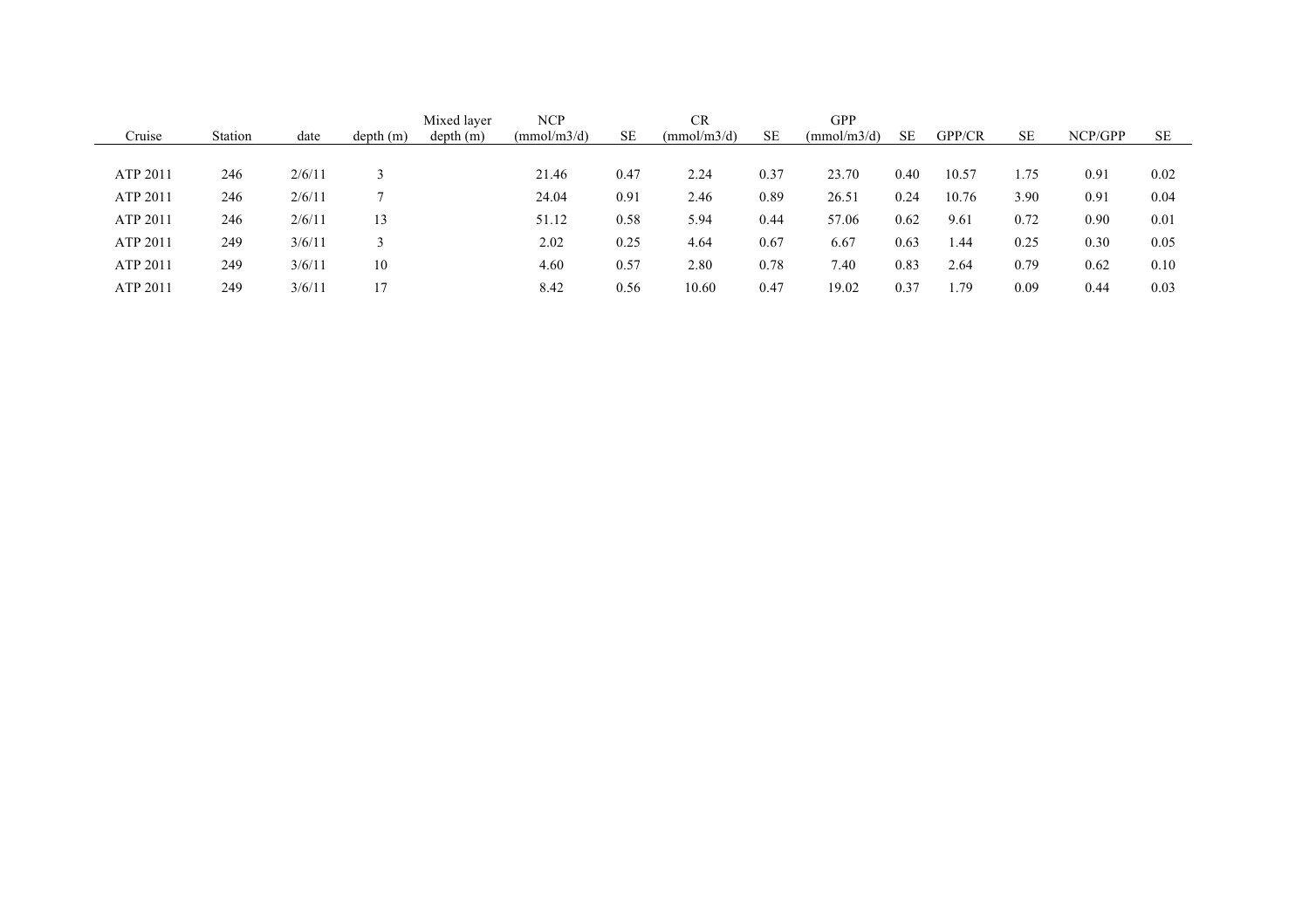| Cruise | Station | date | depth (m) | Mixed layer depth (m) | NCP (mmol/m3/d) | SE | CR (mmol/m3/d) | SE | GPP (mmol/m3/d) | SE | GPP/CR | SE | NCP/GPP | SE |
|---|---|---|---|---|---|---|---|---|---|---|---|---|---|---|
| ATP 2011 | 246 | 2/6/11 | 3 | | 21.46 | 0.47 | 2.24 | 0.37 | 23.70 | 0.40 | 10.57 | 1.75 | 0.91 | 0.02 |
| ATP 2011 | 246 | 2/6/11 | 7 | | 24.04 | 0.91 | 2.46 | 0.89 | 26.51 | 0.24 | 10.76 | 3.90 | 0.91 | 0.04 |
| ATP 2011 | 246 | 2/6/11 | 13 | | 51.12 | 0.58 | 5.94 | 0.44 | 57.06 | 0.62 | 9.61 | 0.72 | 0.90 | 0.01 |
| ATP 2011 | 249 | 3/6/11 | 3 | | 2.02 | 0.25 | 4.64 | 0.67 | 6.67 | 0.63 | 1.44 | 0.25 | 0.30 | 0.05 |
| ATP 2011 | 249 | 3/6/11 | 10 | | 4.60 | 0.57 | 2.80 | 0.78 | 7.40 | 0.83 | 2.64 | 0.79 | 0.62 | 0.10 |
| ATP 2011 | 249 | 3/6/11 | 17 | | 8.42 | 0.56 | 10.60 | 0.47 | 19.02 | 0.37 | 1.79 | 0.09 | 0.44 | 0.03 |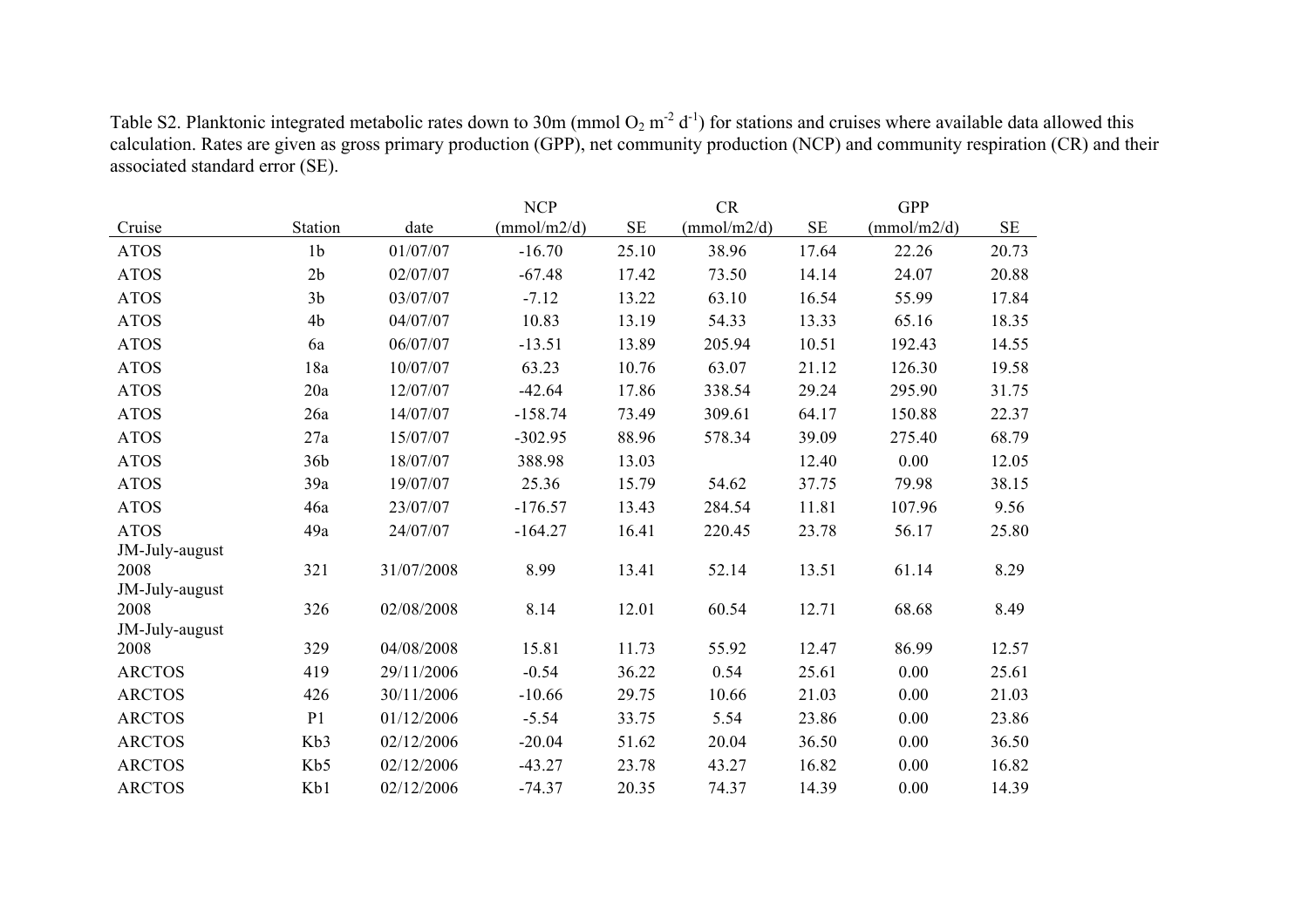Table S2. Planktonic integrated metabolic rates down to 30m (mmol $O_2$ $m^{-2}$ $d^{-1}$) for stations and cruises where available data allowed this calculation. Rates are given as gross primary production (GPP), net community production (NCP) and community respiration (CR) and their associated standard error (SE).

| Cruise | Station | date | NCP (mmol/m2/d) | SE | CR (mmol/m2/d) | SE | GPP (mmol/m2/d) | SE |
|---|---|---|---|---|---|---|---|---|
| ATOS | 1b | 01/07/07 | -16.70 | 25.10 | 38.96 | 17.64 | 22.26 | 20.73 |
| ATOS | 2b | 02/07/07 | -67.48 | 17.42 | 73.50 | 14.14 | 24.07 | 20.88 |
| ATOS | 3b | 03/07/07 | -7.12 | 13.22 | 63.10 | 16.54 | 55.99 | 17.84 |
| ATOS | 4b | 04/07/07 | 10.83 | 13.19 | 54.33 | 13.33 | 65.16 | 18.35 |
| ATOS | 6a | 06/07/07 | -13.51 | 13.89 | 205.94 | 10.51 | 192.43 | 14.55 |
| ATOS | 18a | 10/07/07 | 63.23 | 10.76 | 63.07 | 21.12 | 126.30 | 19.58 |
| ATOS | 20a | 12/07/07 | -42.64 | 17.86 | 338.54 | 29.24 | 295.90 | 31.75 |
| ATOS | 26a | 14/07/07 | -158.74 | 73.49 | 309.61 | 64.17 | 150.88 | 22.37 |
| ATOS | 27a | 15/07/07 | -302.95 | 88.96 | 578.34 | 39.09 | 275.40 | 68.79 |
| ATOS | 36b | 18/07/07 | 388.98 | 13.03 | | 12.40 | 0.00 | 12.05 |
| ATOS | 39a | 19/07/07 | 25.36 | 15.79 | 54.62 | 37.75 | 79.98 | 38.15 |
| ATOS | 46a | 23/07/07 | -176.57 | 13.43 | 284.54 | 11.81 | 107.96 | 9.56 |
| ATOS | 49a | 24/07/07 | -164.27 | 16.41 | 220.45 | 23.78 | 56.17 | 25.80 |
| JM-July-august 2008 | 321 | 31/07/2008 | 8.99 | 13.41 | 52.14 | 13.51 | 61.14 | 8.29 |
| JM-July-august 2008 | 326 | 02/08/2008 | 8.14 | 12.01 | 60.54 | 12.71 | 68.68 | 8.49 |
| JM-July-august 2008 | 329 | 04/08/2008 | 15.81 | 11.73 | 55.92 | 12.47 | 86.99 | 12.57 |
| ARCTOS | 419 | 29/11/2006 | -0.54 | 36.22 | 0.54 | 25.61 | 0.00 | 25.61 |
| ARCTOS | 426 | 30/11/2006 | -10.66 | 29.75 | 10.66 | 21.03 | 0.00 | 21.03 |
| ARCTOS | P1 | 01/12/2006 | -5.54 | 33.75 | 5.54 | 23.86 | 0.00 | 23.86 |
| ARCTOS | Kb3 | 02/12/2006 | -20.04 | 51.62 | 20.04 | 36.50 | 0.00 | 36.50 |
| ARCTOS | Kb5 | 02/12/2006 | -43.27 | 23.78 | 43.27 | 16.82 | 0.00 | 16.82 |
| ARCTOS | Kb1 | 02/12/2006 | -74.37 | 20.35 | 74.37 | 14.39 | 0.00 | 14.39 |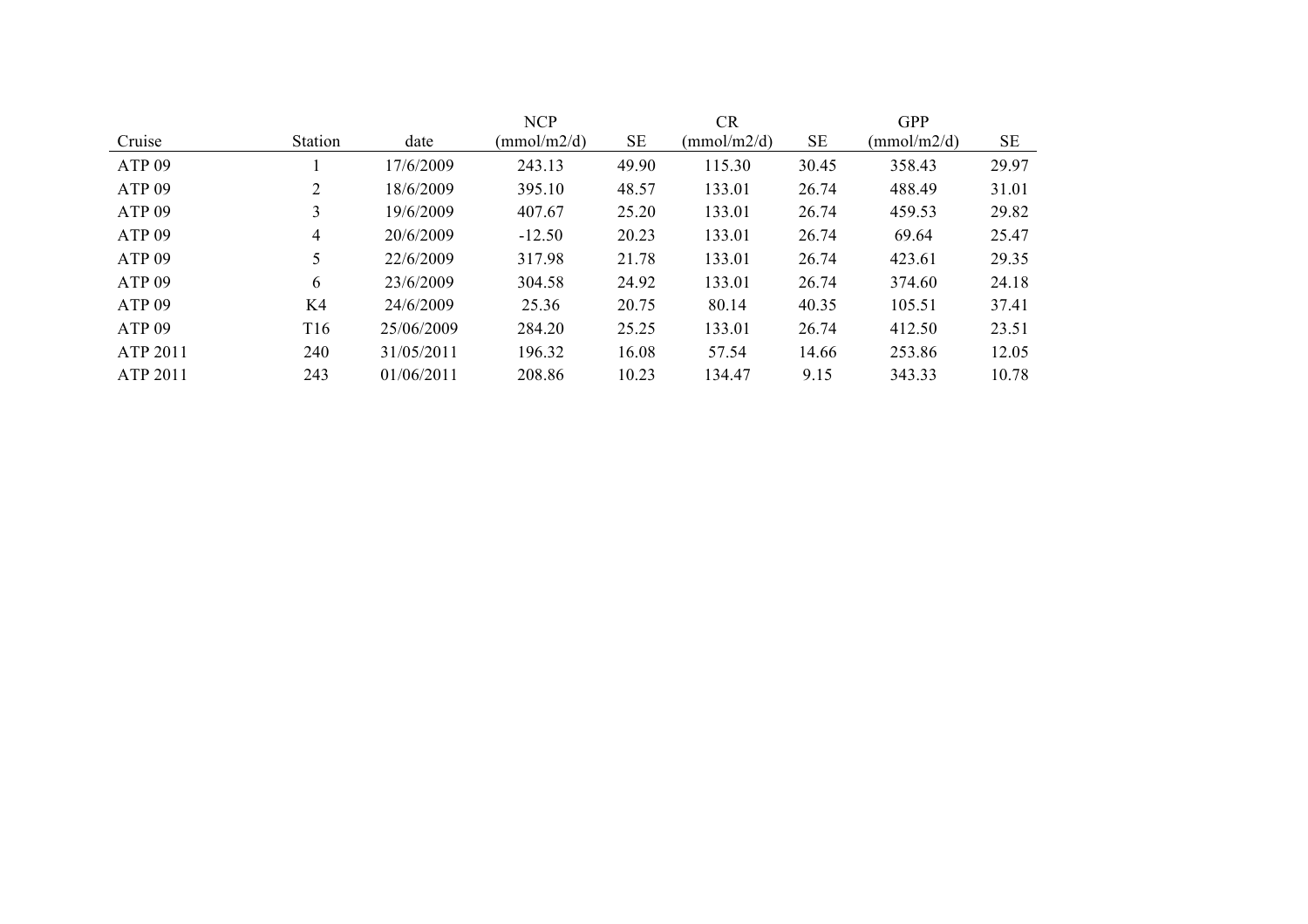| Cruise | Station | date | NCP (mmol/m2/d) | SE | CR (mmol/m2/d) | SE | GPP (mmol/m2/d) | SE |
|---|---|---|---|---|---|---|---|---|
| ATP 09 | 1 | 17/6/2009 | 243.13 | 49.90 | 115.30 | 30.45 | 358.43 | 29.97 |
| ATP 09 | 2 | 18/6/2009 | 395.10 | 48.57 | 133.01 | 26.74 | 488.49 | 31.01 |
| ATP 09 | 3 | 19/6/2009 | 407.67 | 25.20 | 133.01 | 26.74 | 459.53 | 29.82 |
| ATP 09 | 4 | 20/6/2009 | -12.50 | 20.23 | 133.01 | 26.74 | 69.64 | 25.47 |
| ATP 09 | 5 | 22/6/2009 | 317.98 | 21.78 | 133.01 | 26.74 | 423.61 | 29.35 |
| ATP 09 | 6 | 23/6/2009 | 304.58 | 24.92 | 133.01 | 26.74 | 374.60 | 24.18 |
| ATP 09 | K4 | 24/6/2009 | 25.36 | 20.75 | 80.14 | 40.35 | 105.51 | 37.41 |
| ATP 09 | T16 | 25/06/2009 | 284.20 | 25.25 | 133.01 | 26.74 | 412.50 | 23.51 |
| ATP 2011 | 240 | 31/05/2011 | 196.32 | 16.08 | 57.54 | 14.66 | 253.86 | 12.05 |
| ATP 2011 | 243 | 01/06/2011 | 208.86 | 10.23 | 134.47 | 9.15 | 343.33 | 10.78 |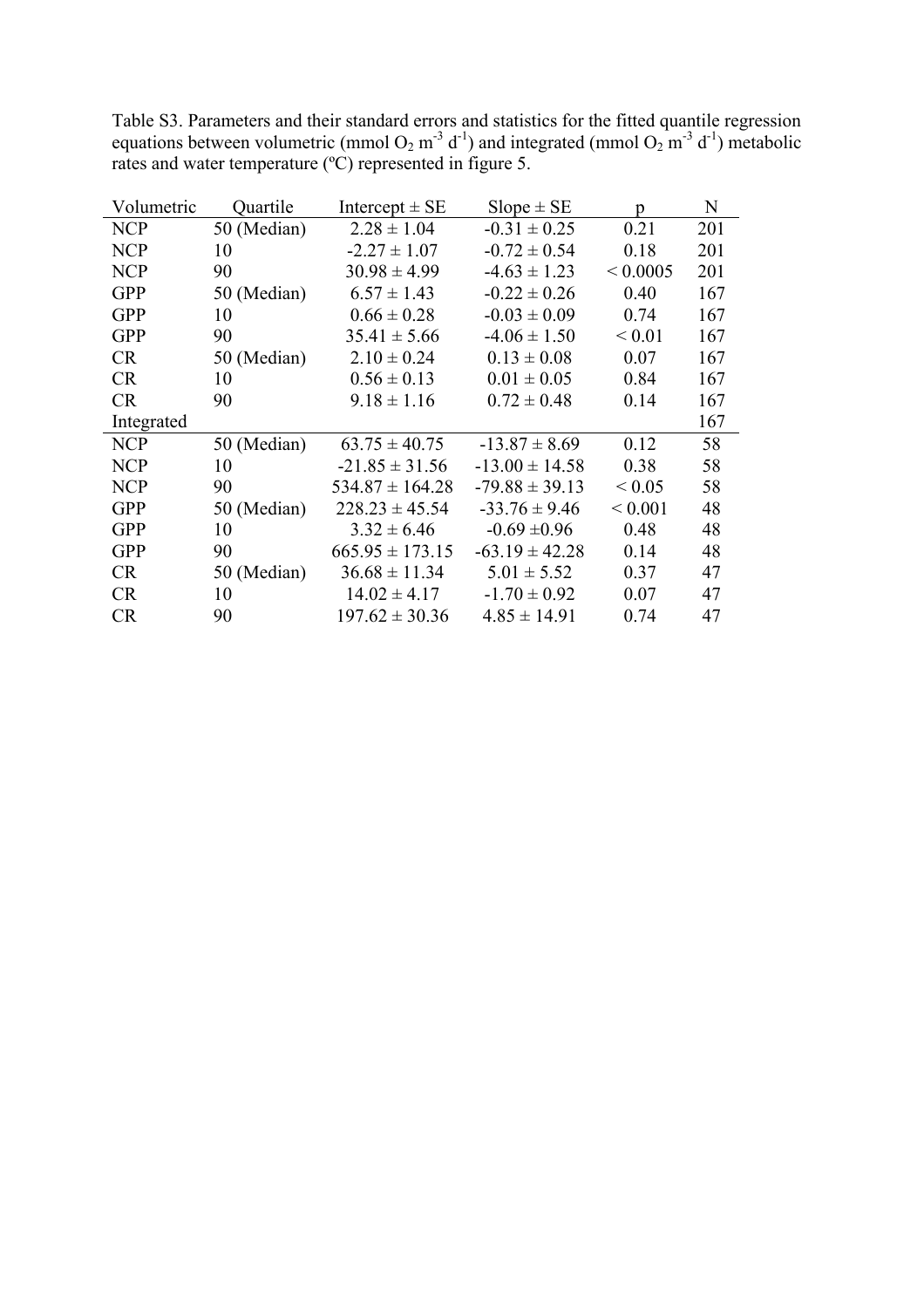Table S3. Parameters and their standard errors and statistics for the fitted quantile regression equations between volumetric (mmol $O_2$ $m^{-3}$ $d^{-1}$) and integrated (mmol $O_2$ $m^{-3}$ $d^{-1}$) metabolic rates and water temperature (ºC) represented in figure 5.

| Volumetric | Quartile | Intercept ± SE | Slope ± SE | p | N |
|---|---|---|---|---|---|
| NCP | 50 (Median) | 2.28 ± 1.04 | -0.31 ± 0.25 | 0.21 | 201 |
| NCP | 10 | -2.27 ± 1.07 | -0.72 ± 0.54 | 0.18 | 201 |
| NCP | 90 | 30.98 ± 4.99 | -4.63 ± 1.23 | < 0.0005 | 201 |
| GPP | 50 (Median) | 6.57 ± 1.43 | -0.22 ± 0.26 | 0.40 | 167 |
| GPP | 10 | 0.66 ± 0.28 | -0.03 ± 0.09 | 0.74 | 167 |
| GPP | 90 | 35.41 ± 5.66 | -4.06 ± 1.50 | < 0.01 | 167 |
| CR | 50 (Median) | 2.10 ± 0.24 | 0.13 ± 0.08 | 0.07 | 167 |
| CR | 10 | 0.56 ± 0.13 | 0.01 ± 0.05 | 0.84 | 167 |
| CR | 90 | 9.18 ± 1.16 | 0.72 ± 0.48 | 0.14 | 167 |
| Integrated | | | | | 167 |
| NCP | 50 (Median) | 63.75 ± 40.75 | -13.87 ± 8.69 | 0.12 | 58 |
| NCP | 10 | -21.85 ± 31.56 | -13.00 ± 14.58 | 0.38 | 58 |
| NCP | 90 | 534.87 ± 164.28 | -79.88 ± 39.13 | < 0.05 | 58 |
| GPP | 50 (Median) | 228.23 ± 45.54 | -33.76 ± 9.46 | < 0.001 | 48 |
| GPP | 10 | 3.32 ± 6.46 | -0.69 ±0.96 | 0.48 | 48 |
| GPP | 90 | 665.95 ± 173.15 | -63.19 ± 42.28 | 0.14 | 48 |
| CR | 50 (Median) | 36.68 ± 11.34 | 5.01 ± 5.52 | 0.37 | 47 |
| CR | 10 | 14.02 ± 4.17 | -1.70 ± 0.92 | 0.07 | 47 |
| CR | 90 | 197.62 ± 30.36 | 4.85 ± 14.91 | 0.74 | 47 |